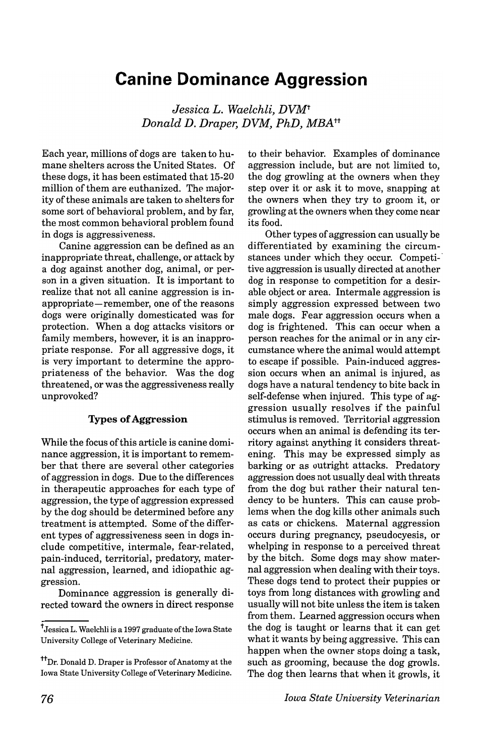# Canine Dominance Aggression

*Jessica L. Waelchli, DVM*[†]
*Donald D. Draper, DVM, PhD, MBA*[††]

Each year, millions of dogs are taken to humane shelters across the United States. Of these dogs, it has been estimated that 15-20 million of them are euthanized. The majority of these animals are taken to shelters for some sort of behavioral problem, and by far, the most common behavioral problem found in dogs is aggressiveness.

Canine aggression can be defined as an inappropriate threat, challenge, or attack by a dog against another dog, animal, or person in a given situation. It is important to realize that not all canine aggression is inappropriate—remember, one of the reasons dogs were originally domesticated was for protection. When a dog attacks visitors or family members, however, it is an inappropriate response. For all aggressive dogs, it is very important to determine the appropriateness of the behavior. Was the dog threatened, or was the aggressiveness really unprovoked?

### Types of Aggression

While the focus of this article is canine dominance aggression, it is important to remember that there are several other categories of aggression in dogs. Due to the differences in therapeutic approaches for each type of aggression, the type of aggression expressed by the dog should be determined before any treatment is attempted. Some of the different types of aggressiveness seen in dogs include competitive, intermale, fear-related, pain-induced, territorial, predatory, maternal aggression, learned, and idiopathic aggression.

Dominance aggression is generally directed toward the owners in direct response to their behavior. Examples of dominance aggression include, but are not limited to, the dog growling at the owners when they step over it or ask it to move, snapping at the owners when they try to groom it, or growling at the owners when they come near its food.

Other types of aggression can usually be differentiated by examining the circumstances under which they occur. Competitive aggression is usually directed at another dog in response to competition for a desirable object or area. Intermale aggression is simply aggression expressed between two male dogs. Fear aggression occurs when a dog is frightened. This can occur when a person reaches for the animal or in any circumstance where the animal would attempt to escape if possible. Pain-induced aggression occurs when an animal is injured, as dogs have a natural tendency to bite back in self-defense when injured. This type of aggression usually resolves if the painful stimulus is removed. Territorial aggression occurs when an animal is defending its territory against anything it considers threatening. This may be expressed simply as barking or as outright attacks. Predatory aggression does not usually deal with threats from the dog but rather their natural tendency to be hunters. This can cause problems when the dog kills other animals such as cats or chickens. Maternal aggression occurs during pregnancy, pseudocyesis, or whelping in response to a perceived threat by the bitch. Some dogs may show maternal aggression when dealing with their toys. These dogs tend to protect their puppies or toys from long distances with growling and usually will not bite unless the item is taken from them. Learned aggression occurs when the dog is taught or learns that it can get what it wants by being aggressive. This can happen when the owner stops doing a task, such as grooming, because the dog growls. The dog then learns that when it growls, it

---

[†] Jessica L. Waelchli is a 1997 graduate of the Iowa State University College of Veterinary Medicine.

[††] Dr. Donald D. Draper is Professor of Anatomy at the Iowa State University College of Veterinary Medicine.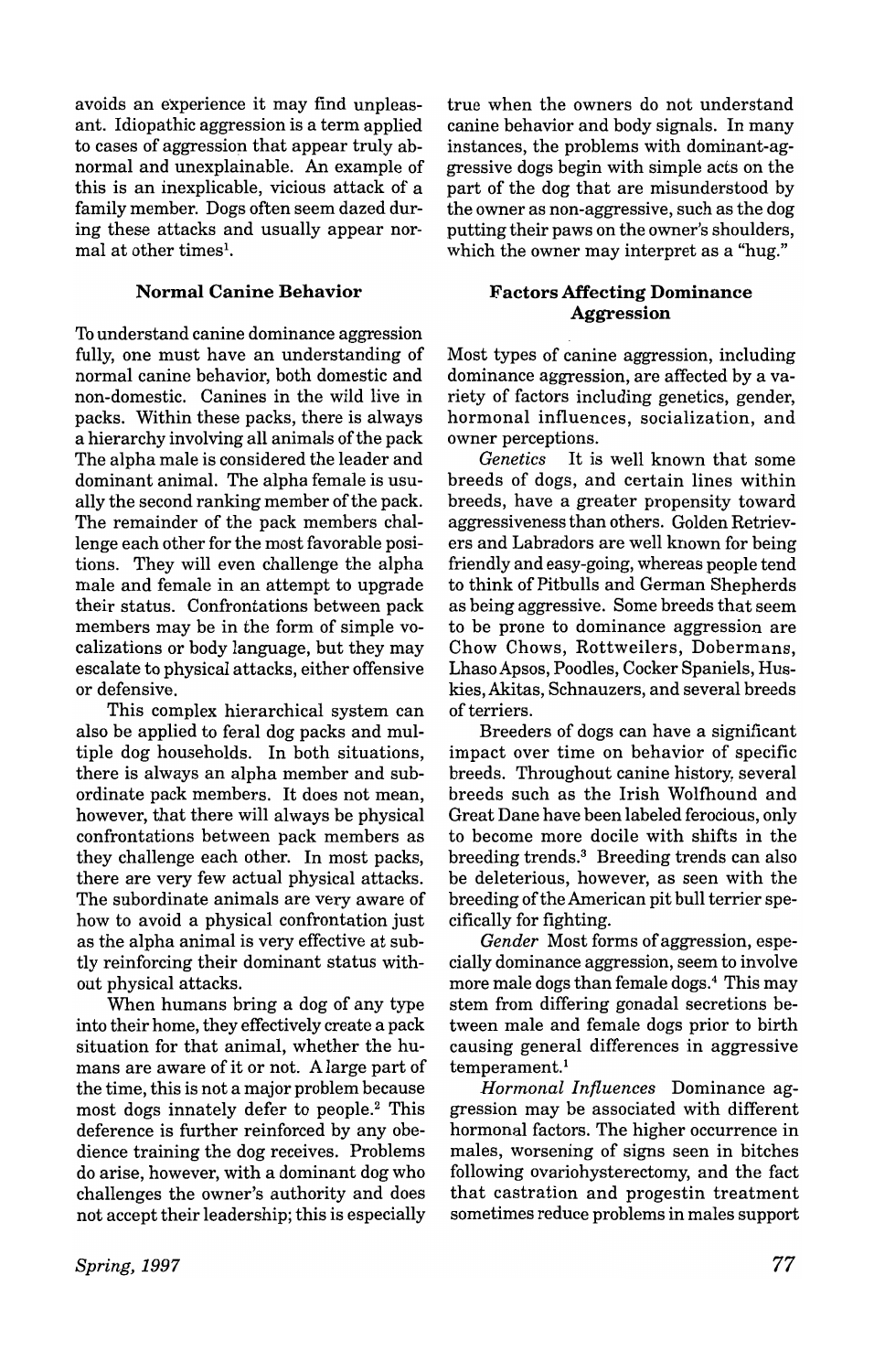avoids an experience it may find unpleasant. Idiopathic aggression is a term applied to cases of aggression that appear truly abnormal and unexplainable. An example of this is an inexplicable, vicious attack of a family member. Dogs often seem dazed during these attacks and usually appear normal at other times[1].

## Normal Canine Behavior

To understand canine dominance aggression fully, one must have an understanding of normal canine behavior, both domestic and non-domestic. Canines in the wild live in packs. Within these packs, there is always a hierarchy involving all animals of the pack The alpha male is considered the leader and dominant animal. The alpha female is usually the second ranking member of the pack. The remainder of the pack members challenge each other for the most favorable positions. They will even challenge the alpha male and female in an attempt to upgrade their status. Confrontations between pack members may be in the form of simple vocalizations or body language, but they may escalate to physical attacks, either offensive or defensive.

This complex hierarchical system can also be applied to feral dog packs and multiple dog households. In both situations, there is always an alpha member and subordinate pack members. It does not mean, however, that there will always be physical confrontations between pack members as they challenge each other. In most packs, there are very few actual physical attacks. The subordinate animals are very aware of how to avoid a physical confrontation just as the alpha animal is very effective at subtly reinforcing their dominant status without physical attacks.

When humans bring a dog of any type into their home, they effectively create a pack situation for that animal, whether the humans are aware of it or not. A large part of the time, this is not a major problem because most dogs innately defer to people.[2] This deference is further reinforced by any obedience training the dog receives. Problems do arise, however, with a dominant dog who challenges the owner's authority and does not accept their leadership; this is especially true when the owners do not understand canine behavior and body signals. In many instances, the problems with dominant-aggressive dogs begin with simple acts on the part of the dog that are misunderstood by the owner as non-aggressive, such as the dog putting their paws on the owner's shoulders, which the owner may interpret as a "hug."

## Factors Affecting Dominance Aggression

Most types of canine aggression, including dominance aggression, are affected by a variety of factors including genetics, gender, hormonal influences, socialization, and owner perceptions.

*Genetics* It is well known that some breeds of dogs, and certain lines within breeds, have a greater propensity toward aggressiveness than others. Golden Retrievers and Labradors are well known for being friendly and easy-going, whereas people tend to think of Pitbulls and German Shepherds as being aggressive. Some breeds that seem to be prone to dominance aggression are Chow Chows, Rottweilers, Dobermans, Lhaso Apsos, Poodles, Cocker Spaniels, Huskies, Akitas, Schnauzers, and several breeds of terriers.

Breeders of dogs can have a significant impact over time on behavior of specific breeds. Throughout canine history, several breeds such as the Irish Wolfhound and Great Dane have been labeled ferocious, only to become more docile with shifts in the breeding trends.[3] Breeding trends can also be deleterious, however, as seen with the breeding of the American pit bull terrier specifically for fighting.

*Gender* Most forms of aggression, especially dominance aggression, seem to involve more male dogs than female dogs.[4] This may stem from differing gonadal secretions between male and female dogs prior to birth causing general differences in aggressive temperament.[1]

*Hormonal Influences* Dominance aggression may be associated with different hormonal factors. The higher occurrence in males, worsening of signs seen in bitches following ovariohysterectomy, and the fact that castration and progestin treatment sometimes reduce problems in males support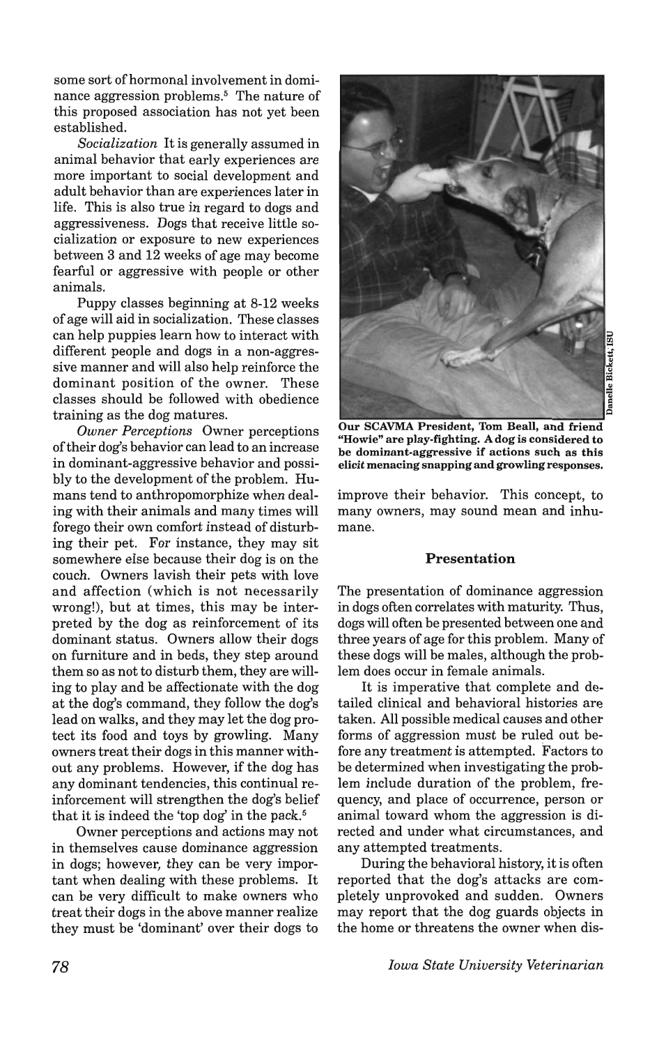some sort of hormonal involvement in dominance aggression problems.[5] The nature of this proposed association has not yet been established.

*Socialization* It is generally assumed in animal behavior that early experiences are more important to social development and adult behavior than are experiences later in life. This is also true in regard to dogs and aggressiveness. Dogs that receive little socialization or exposure to new experiences between 3 and 12 weeks of age may become fearful or aggressive with people or other animals.

Puppy classes beginning at 8-12 weeks of age will aid in socialization. These classes can help puppies learn how to interact with different people and dogs in a non-aggressive manner and will also help reinforce the dominant position of the owner. These classes should be followed with obedience training as the dog matures.

*Owner Perceptions* Owner perceptions of their dog's behavior can lead to an increase in dominant-aggressive behavior and possibly to the development of the problem. Humans tend to anthropomorphize when dealing with their animals and many times will forego their own comfort instead of disturbing their pet. For instance, they may sit somewhere else because their dog is on the couch. Owners lavish their pets with love and affection (which is not necessarily wrong!), but at times, this may be interpreted by the dog as reinforcement of its dominant status. Owners allow their dogs on furniture and in beds, they step around them so as not to disturb them, they are willing to play and be affectionate with the dog at the dog's command, they follow the dog's lead on walks, and they may let the dog protect its food and toys by growling. Many owners treat their dogs in this manner without any problems. However, if the dog has any dominant tendencies, this continual reinforcement will strengthen the dog's belief that it is indeed the 'top dog' in the pack.[5]

Owner perceptions and actions may not in themselves cause dominance aggression in dogs; however, they can be very important when dealing with these problems. It can be very difficult to make owners who treat their dogs in the above manner realize they must be 'dominant' over their dogs to improve their behavior. This concept, to many owners, may sound mean and inhumane.

Danelle Bickett, ISU

**Our SCAVMA President, Tom Beall, and friend "Howie" are play-fighting. A dog is considered to be dominant-aggressive if actions such as this *elicit* menacing snapping and growling responses.**

## Presentation

The presentation of dominance aggression in dogs often correlates with maturity. Thus, dogs will often be presented between one and three years of age for this problem. Many of these dogs will be males, although the problem does occur in female animals.

It is imperative that complete and detailed clinical and behavioral histories are taken. All possible medical causes and other forms of aggression must be ruled out before any treatment is attempted. Factors to be determined when investigating the problem include duration of the problem, frequency, and place of occurrence, person or animal toward whom the aggression is directed and under what circumstances, and any attempted treatments.

During the behavioral history, it is often reported that the dog's attacks are completely unprovoked and sudden. Owners may report that the dog guards objects in the home or threatens the owner when dis-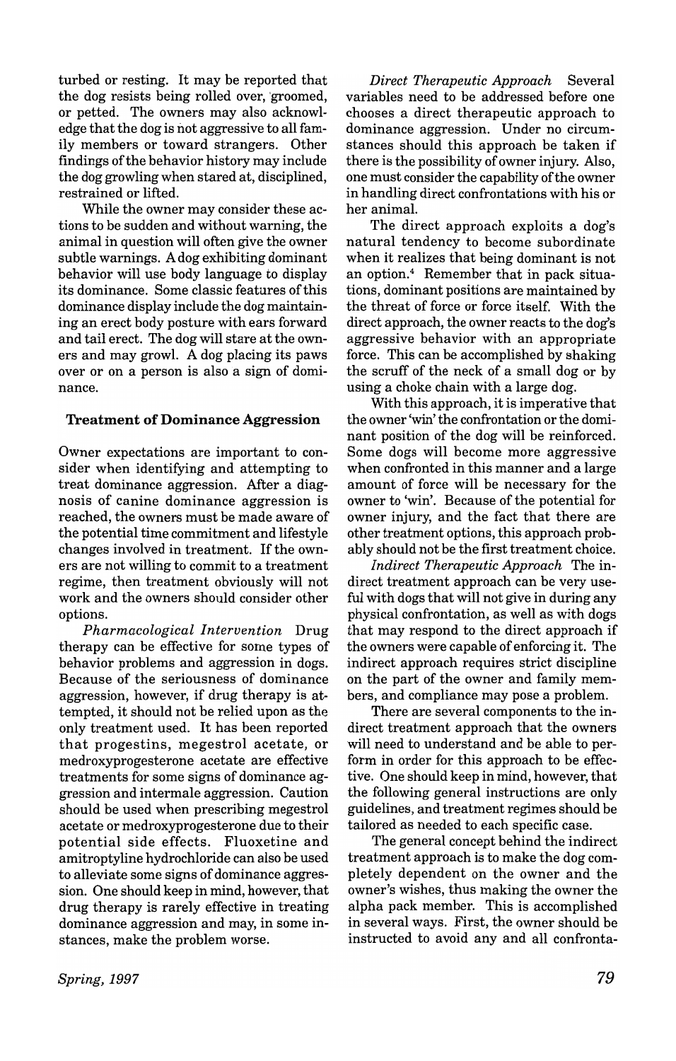turbed or resting. It may be reported that the dog resists being rolled over, groomed, or petted. The owners may also acknowledge that the dog is not aggressive to all family members or toward strangers. Other findings of the behavior history may include the dog growling when stared at, disciplined, restrained or lifted.

While the owner may consider these actions to be sudden and without warning, the animal in question will often give the owner subtle warnings. A dog exhibiting dominant behavior will use body language to display its dominance. Some classic features of this dominance display include the dog maintaining an erect body posture with ears forward and tail erect. The dog will stare at the owners and may growl. A dog placing its paws over or on a person is also a sign of dominance.

### Treatment of Dominance Aggression

Owner expectations are important to consider when identifying and attempting to treat dominance aggression. After a diagnosis of canine dominance aggression is reached, the owners must be made aware of the potential time commitment and lifestyle changes involved in treatment. If the owners are not willing to commit to a treatment regime, then treatment obviously will not work and the owners should consider other options.

*Pharmacological Intervention* Drug therapy can be effective for some types of behavior problems and aggression in dogs. Because of the seriousness of dominance aggression, however, if drug therapy is attempted, it should not be relied upon as the only treatment used. It has been reported that progestins, megestrol acetate, or medroxyprogesterone acetate are effective treatments for some signs of dominance aggression and intermale aggression. Caution should be used when prescribing megestrol acetate or medroxyprogesterone due to their potential side effects. Fluoxetine and amitroptyline hydrochloride can also be used to alleviate some signs of dominance aggression. One should keep in mind, however, that drug therapy is rarely effective in treating dominance aggression and may, in some instances, make the problem worse.

*Direct Therapeutic Approach* Several variables need to be addressed before one chooses a direct therapeutic approach to dominance aggression. Under no circumstances should this approach be taken if there is the possibility of owner injury. Also, one must consider the capability of the owner in handling direct confrontations with his or her animal.

The direct approach exploits a dog's natural tendency to become subordinate when it realizes that being dominant is not an option.[4] Remember that in pack situations, dominant positions are maintained by the threat of force or force itself. With the direct approach, the owner reacts to the dog's aggressive behavior with an appropriate force. This can be accomplished by shaking the scruff of the neck of a small dog or by using a choke chain with a large dog.

With this approach, it is imperative that the owner 'win' the confrontation or the dominant position of the dog will be reinforced. Some dogs will become more aggressive when confronted in this manner and a large amount of force will be necessary for the owner to 'win'. Because of the potential for owner injury, and the fact that there are other treatment options, this approach probably should not be the first treatment choice.

*Indirect Therapeutic Approach* The indirect treatment approach can be very useful with dogs that will not give in during any physical confrontation, as well as with dogs that may respond to the direct approach if the owners were capable of enforcing it. The indirect approach requires strict discipline on the part of the owner and family members, and compliance may pose a problem.

There are several components to the indirect treatment approach that the owners will need to understand and be able to perform in order for this approach to be effective. One should keep in mind, however, that the following general instructions are only guidelines, and treatment regimes should be tailored as needed to each specific case.

The general concept behind the indirect treatment approach is to make the dog completely dependent on the owner and the owner's wishes, thus making the owner the alpha pack member. This is accomplished in several ways. First, the owner should be instructed to avoid any and all confronta-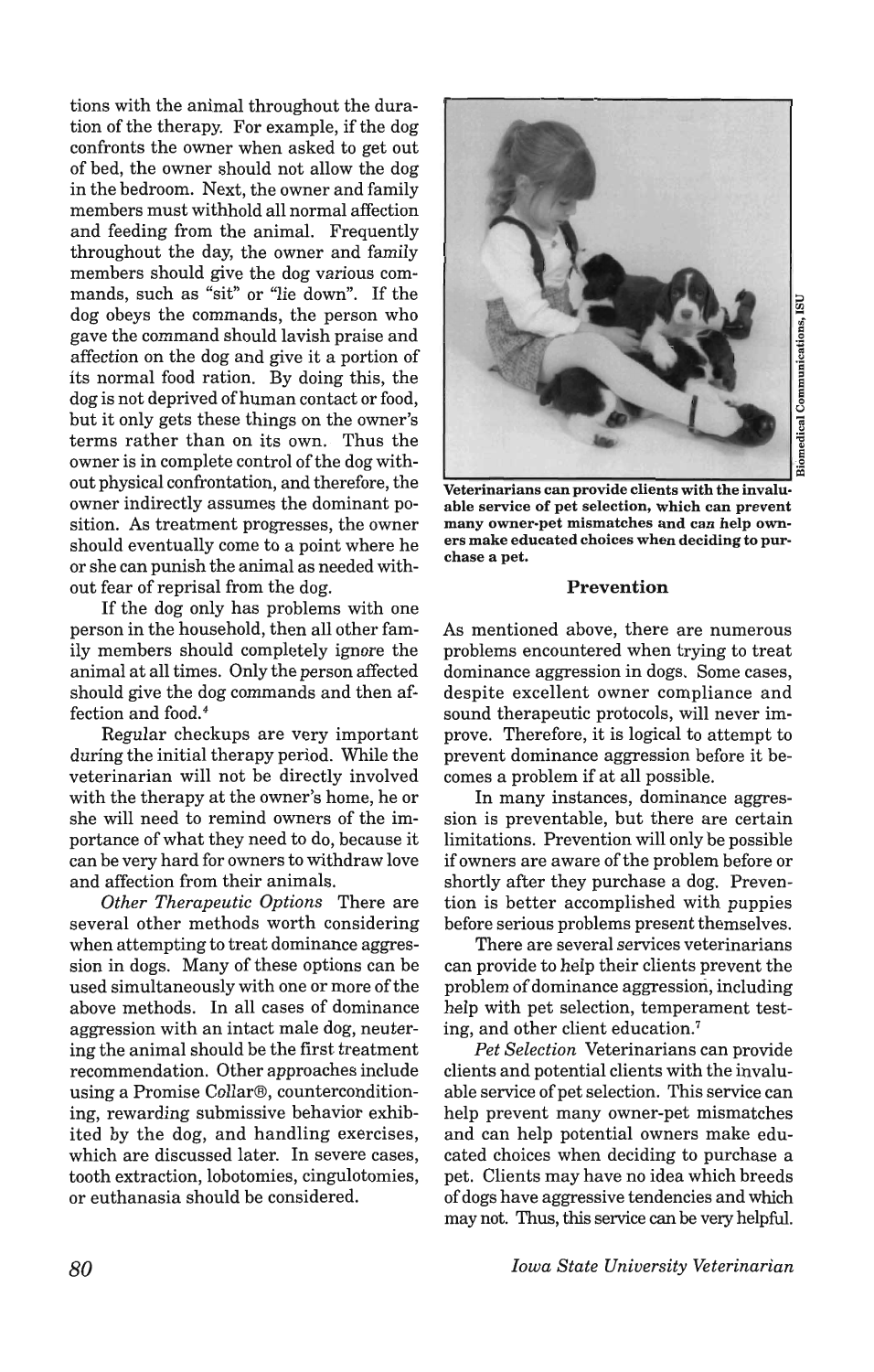tions with the animal throughout the duration of the therapy. For example, if the dog confronts the owner when asked to get out of bed, the owner should not allow the dog in the bedroom. Next, the owner and family members must withhold all normal affection and feeding from the animal. Frequently throughout the day, the owner and family members should give the dog various commands, such as "sit" or "lie down". If the dog obeys the commands, the person who gave the command should lavish praise and affection on the dog and give it a portion of its normal food ration. By doing this, the dog is not deprived of human contact or food, but it only gets these things on the owner's terms rather than on its own. Thus the owner is in complete control of the dog without physical confrontation, and therefore, the owner indirectly assumes the dominant position. As treatment progresses, the owner should eventually come to a point where he or she can punish the animal as needed without fear of reprisal from the dog.

If the dog only has problems with one person in the household, then all other family members should completely ignore the animal at all times. Only the person affected should give the dog commands and then affection and food.[4]

Regular checkups are very important during the initial therapy period. While the veterinarian will not be directly involved with the therapy at the owner's home, he or she will need to remind owners of the importance of what they need to do, because it can be very hard for owners to withdraw love and affection from their animals.

*Other Therapeutic Options* There are several other methods worth considering when attempting to treat dominance aggression in dogs. Many of these options can be used simultaneously with one or more of the above methods. In all cases of dominance aggression with an intact male dog, neutering the animal should be the first treatment recommendation. Other approaches include using a Promise Collar®, counterconditioning, rewarding submissive behavior exhibited by the dog, and handling exercises, which are discussed later. In severe cases, tooth extraction, lobotomies, cingulotomies, or euthanasia should be considered.

Biomedical Communications, ISU

**Veterinarians can provide clients with the invaluable service of pet selection, which can prevent many owner-pet mismatches and can help owners make educated choices when deciding to purchase a pet.**

### Prevention

As mentioned above, there are numerous problems encountered when trying to treat dominance aggression in dogs. Some cases, despite excellent owner compliance and sound therapeutic protocols, will never improve. Therefore, it is logical to attempt to prevent dominance aggression before it becomes a problem if at all possible.

In many instances, dominance aggression is preventable, but there are certain limitations. Prevention will only be possible if owners are aware of the problem before or shortly after they purchase a dog. Prevention is better accomplished with puppies before serious problems present themselves.

There are several services veterinarians can provide to help their clients prevent the problem of dominance aggression, including help with pet selection, temperament testing, and other client education.[7]

*Pet Selection* Veterinarians can provide clients and potential clients with the invaluable service of pet selection. This service can help prevent many owner-pet mismatches and can help potential owners make educated choices when deciding to purchase a pet. Clients may have no idea which breeds of dogs have aggressive tendencies and which may not. Thus, this service can be very helpful.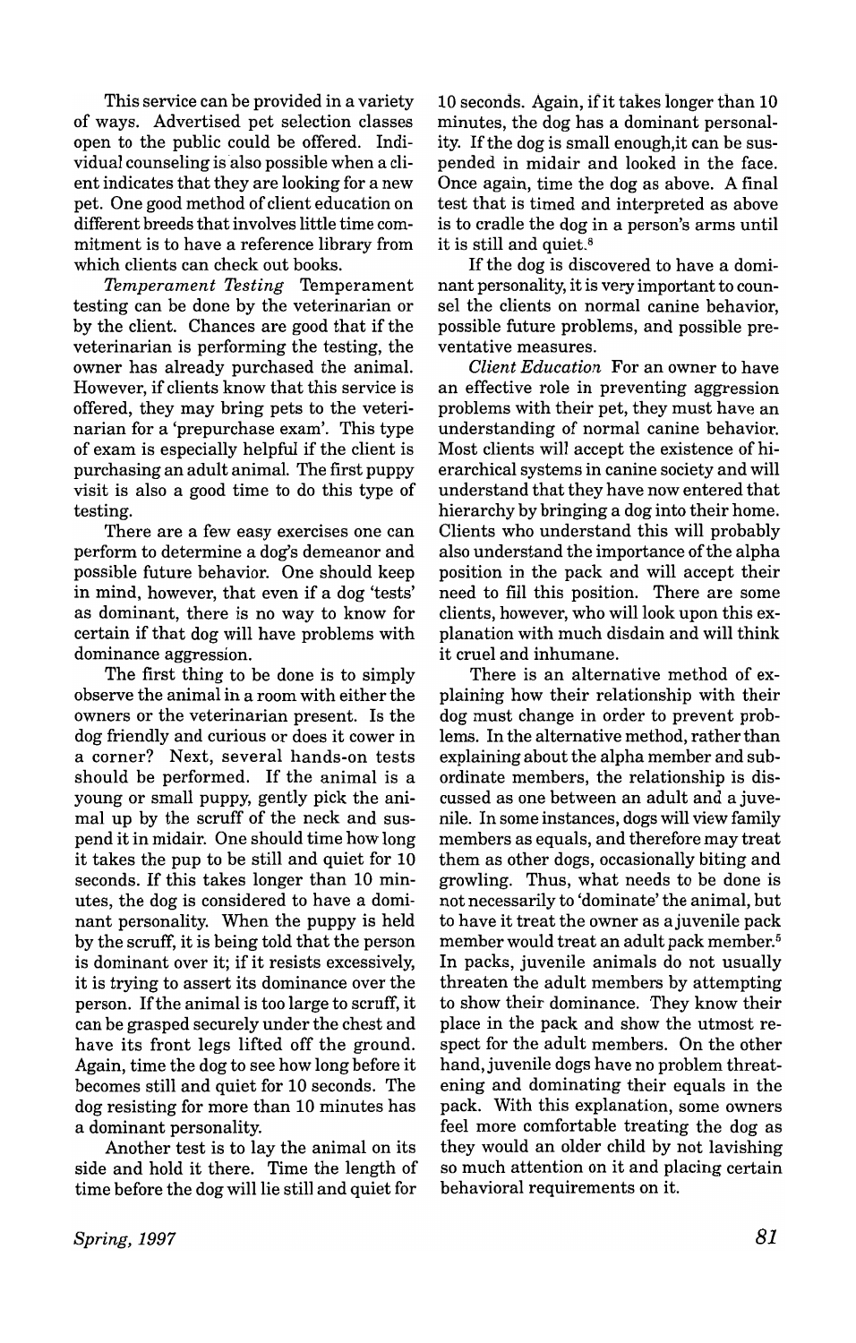This service can be provided in a variety of ways. Advertised pet selection classes open to the public could be offered. Individual counseling is also possible when a client indicates that they are looking for a new pet. One good method of client education on different breeds that involves little time commitment is to have a reference library from which clients can check out books.

*Temperament Testing* Temperament testing can be done by the veterinarian or by the client. Chances are good that if the veterinarian is performing the testing, the owner has already purchased the animal. However, if clients know that this service is offered, they may bring pets to the veterinarian for a 'prepurchase exam'. This type of exam is especially helpful if the client is purchasing an adult animal. The first puppy visit is also a good time to do this type of testing.

There are a few easy exercises one can perform to determine a dog's demeanor and possible future behavior. One should keep in mind, however, that even if a dog 'tests' as dominant, there is no way to know for certain if that dog will have problems with dominance aggression.

The first thing to be done is to simply observe the animal in a room with either the owners or the veterinarian present. Is the dog friendly and curious or does it cower in a corner? Next, several hands-on tests should be performed. If the animal is a young or small puppy, gently pick the animal up by the scruff of the neck and suspend it in midair. One should time how long it takes the pup to be still and quiet for 10 seconds. If this takes longer than 10 minutes, the dog is considered to have a dominant personality. When the puppy is held by the scruff, it is being told that the person is dominant over it; if it resists excessively, it is trying to assert its dominance over the person. If the animal is too large to scruff, it can be grasped securely under the chest and have its front legs lifted off the ground. Again, time the dog to see how long before it becomes still and quiet for 10 seconds. The dog resisting for more than 10 minutes has a dominant personality.

Another test is to lay the animal on its side and hold it there. Time the length of time before the dog will lie still and quiet for 10 seconds. Again, if it takes longer than 10 minutes, the dog has a dominant personality. If the dog is small enough, it can be suspended in midair and looked in the face. Once again, time the dog as above. A final test that is timed and interpreted as above is to cradle the dog in a person's arms until it is still and quiet.[8]

If the dog is discovered to have a dominant personality, it is very important to counsel the clients on normal canine behavior, possible future problems, and possible preventative measures.

*Client Education* For an owner to have an effective role in preventing aggression problems with their pet, they must have an understanding of normal canine behavior. Most clients will accept the existence of hierarchical systems in canine society and will understand that they have now entered that hierarchy by bringing a dog into their home. Clients who understand this will probably also understand the importance of the alpha position in the pack and will accept their need to fill this position. There are some clients, however, who will look upon this explanation with much disdain and will think it cruel and inhumane.

There is an alternative method of explaining how their relationship with their dog must change in order to prevent problems. In the alternative method, rather than explaining about the alpha member and subordinate members, the relationship is discussed as one between an adult and a juvenile. In some instances, dogs will view family members as equals, and therefore may treat them as other dogs, occasionally biting and growling. Thus, what needs to be done is not necessarily to 'dominate' the animal, but to have it treat the owner as a juvenile pack member would treat an adult pack member.[5] In packs, juvenile animals do not usually threaten the adult members by attempting to show their dominance. They know their place in the pack and show the utmost respect for the adult members. On the other hand, juvenile dogs have no problem threatening and dominating their equals in the pack. With this explanation, some owners feel more comfortable treating the dog as they would an older child by not lavishing so much attention on it and placing certain behavioral requirements on it.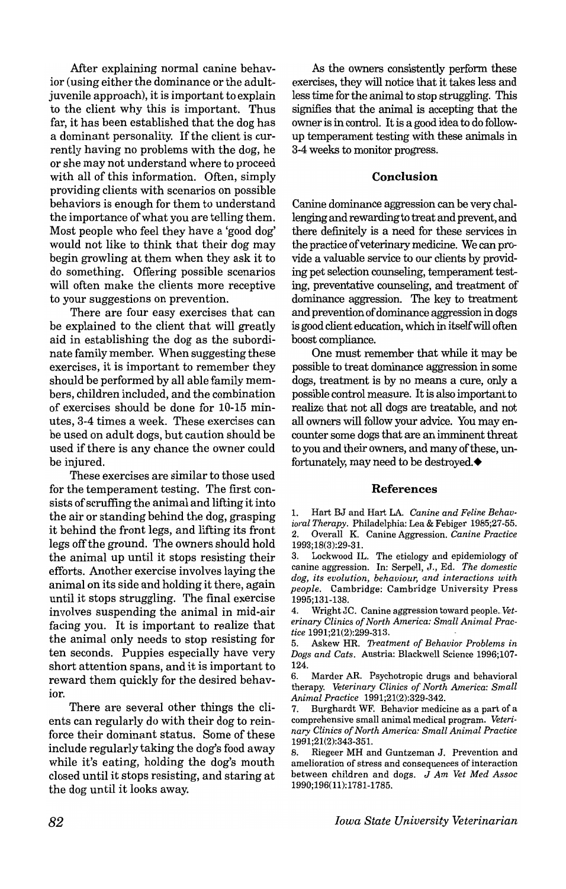After explaining normal canine behavior (using either the dominance or the adult-juvenile approach), it is important to explain to the client why this is important. Thus far, it has been established that the dog has a dominant personality. If the client is currently having no problems with the dog, he or she may not understand where to proceed with all of this information. Often, simply providing clients with scenarios on possible behaviors is enough for them to understand the importance of what you are telling them. Most people who feel they have a 'good dog' would not like to think that their dog may begin growling at them when they ask it to do something. Offering possible scenarios will often make the clients more receptive to your suggestions on prevention.

There are four easy exercises that can be explained to the client that will greatly aid in establishing the dog as the subordinate family member. When suggesting these exercises, it is important to remember they should be performed by all able family members, children included, and the combination of exercises should be done for 10-15 minutes, 3-4 times a week. These exercises can be used on adult dogs, but caution should be used if there is any chance the owner could be injured.

These exercises are similar to those used for the temperament testing. The first consists of scruffing the animal and lifting it into the air or standing behind the dog, grasping it behind the front legs, and lifting its front legs off the ground. The owners should hold the animal up until it stops resisting their efforts. Another exercise involves laying the animal on its side and holding it there, again until it stops struggling. The final exercise involves suspending the animal in mid-air facing you. It is important to realize that the animal only needs to stop resisting for ten seconds. Puppies especially have very short attention spans, and it is important to reward them quickly for the desired behavior.

There are several other things the clients can regularly do with their dog to reinforce their dominant status. Some of these include regularly taking the dog's food away while it's eating, holding the dog's mouth closed until it stops resisting, and staring at the dog until it looks away.

As the owners consistently perform these exercises, they will notice that it takes less and less time for the animal to stop struggling. This signifies that the animal is accepting that the owner is in control. It is a good idea to do follow-up temperament testing with these animals in 3-4 weeks to monitor progress.

## Conclusion

Canine dominance aggression can be very challenging and rewarding to treat and prevent, and there definitely is a need for these services in the practice of veterinary medicine. We can provide a valuable service to our clients by providing pet selection counseling, temperament testing, preventative counseling, and treatment of dominance aggression. The key to treatment and prevention of dominance aggression in dogs is good client education, which in itself will often boost compliance.

One must remember that while it may be possible to treat dominance aggression in some dogs, treatment is by no means a cure, only a possible control measure. It is also important to realize that not all dogs are treatable, and not all owners will follow your advice. You may encounter some dogs that are an imminent threat to you and their owners, and many of these, unfortunately, may need to be destroyed.◆

## References

1. Hart BJ and Hart LA. *Canine and Feline Behavioral Therapy*. Philadelphia: Lea & Febiger 1985;27-55.
2. Overall K. Canine Aggression. *Canine Practice* 1993;18(3):29-31.
3. Lockwood IL. The etiology and epidemiology of canine aggression. In: Serpell, J., Ed. *The domestic dog, its evolution, behaviour, and interactions with people*. Cambridge: Cambridge University Press 1995;131-138.
4. Wright JC. Canine aggression toward people. *Veterinary Clinics of North America: Small Animal Practice* 1991;21(2):299-313.
5. Askew HR. *Treatment of Behavior Problems in Dogs and Cats*. Austria: Blackwell Science 1996;107-124.
6. Marder AR. Psychotropic drugs and behavioral therapy. *Veterinary Clinics of North America: Small Animal Practice* 1991;21(2):329-342.
7. Burghardt WF. Behavior medicine as a part of a comprehensive small animal medical program. *Veterinary Clinics of North America: Small Animal Practice* 1991;21(2):343-351.
8. Riegeer MH and Guntzeman J. Prevention and amelioration of stress and consequences of interaction between children and dogs. *J Am Vet Med Assoc* 1990;196(11):1781-1785.